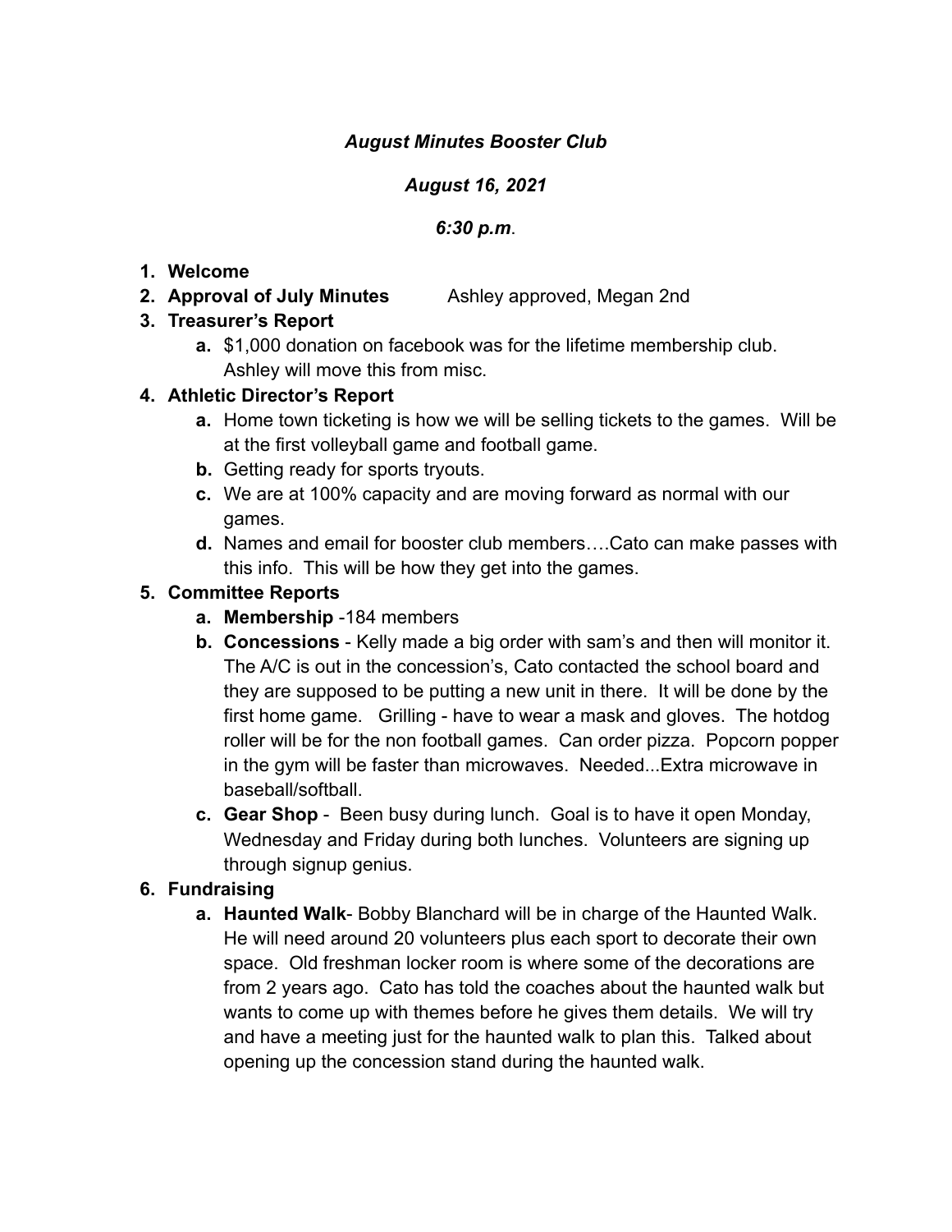***August Minutes Booster Club***

***August 16, 2021***

***6:30 p.m*.**

1. **Welcome**
2. **Approval of July Minutes** Ashley approved, Megan 2nd
3. **Treasurer's Report**
   a. $1,000 donation on facebook was for the lifetime membership club. Ashley will move this from misc.
4. **Athletic Director's Report**
   a. Home town ticketing is how we will be selling tickets to the games. Will be at the first volleyball game and football game.
   b. Getting ready for sports tryouts.
   c. We are at 100% capacity and are moving forward as normal with our games.
   d. Names and email for booster club members….Cato can make passes with this info. This will be how they get into the games.
5. **Committee Reports**
   a. **Membership** -184 members
   b. **Concessions** - Kelly made a big order with sam's and then will monitor it. The A/C is out in the concession's, Cato contacted the school board and they are supposed to be putting a new unit in there. It will be done by the first home game. Grilling - have to wear a mask and gloves. The hotdog roller will be for the non football games. Can order pizza. Popcorn popper in the gym will be faster than microwaves. Needed...Extra microwave in baseball/softball.
   c. **Gear Shop** - Been busy during lunch. Goal is to have it open Monday, Wednesday and Friday during both lunches. Volunteers are signing up through signup genius.
6. **Fundraising**
   a. **Haunted Walk**- Bobby Blanchard will be in charge of the Haunted Walk. He will need around 20 volunteers plus each sport to decorate their own space. Old freshman locker room is where some of the decorations are from 2 years ago. Cato has told the coaches about the haunted walk but wants to come up with themes before he gives them details. We will try and have a meeting just for the haunted walk to plan this. Talked about opening up the concession stand during the haunted walk.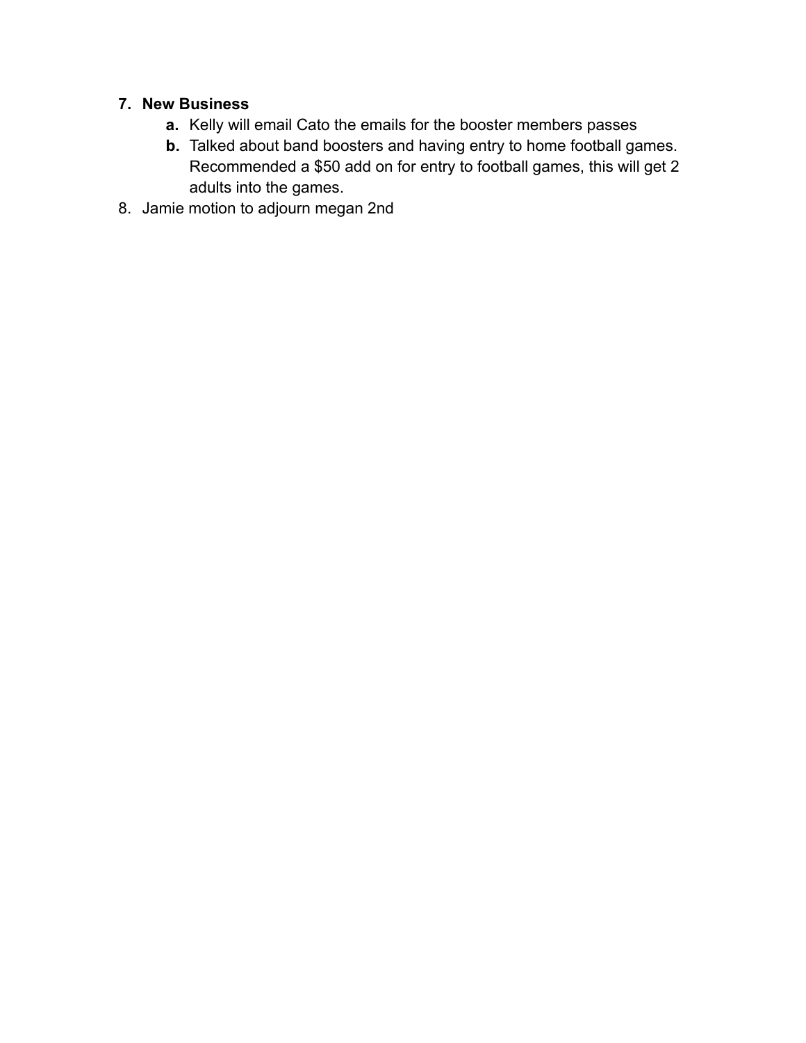7. **New Business**
    a. Kelly will email Cato the emails for the booster members passes
    b. Talked about band boosters and having entry to home football games. Recommended a $50 add on for entry to football games, this will get 2 adults into the games.
8. Jamie motion to adjourn megan 2nd